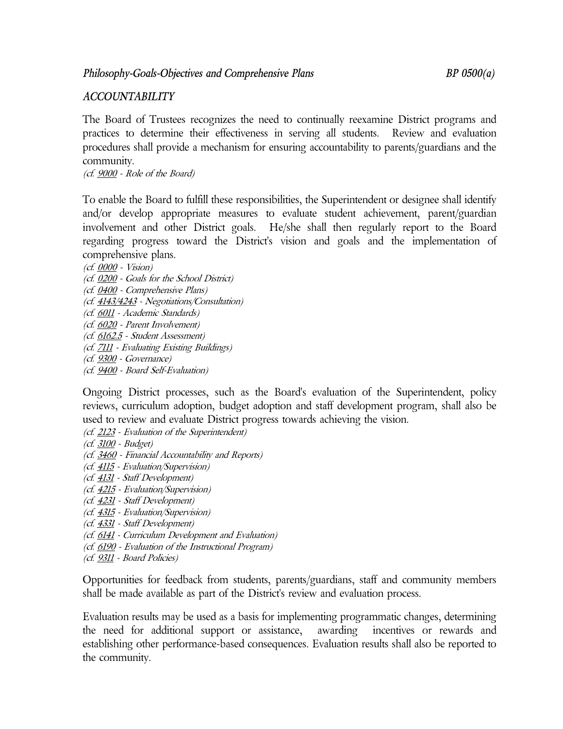*Philosophy-Goals-Objectives and Comprehensive Plans* *BP 0500(a)*

## *ACCOUNTABILITY*

The Board of Trustees recognizes the need to continually reexamine District programs and practices to determine their effectiveness in serving all students. Review and evaluation procedures shall provide a mechanism for ensuring accountability to parents/guardians and the community.

*(cf. 9000 - Role of the Board)*

To enable the Board to fulfill these responsibilities, the Superintendent or designee shall identify and/or develop appropriate measures to evaluate student achievement, parent/guardian involvement and other District goals. He/she shall then regularly report to the Board regarding progress toward the District's vision and goals and the implementation of comprehensive plans.

*(cf. 0000 - Vision)*
*(cf. 0200 - Goals for the School District)*
*(cf. 0400 - Comprehensive Plans)*
*(cf. 4143/4243 - Negotiations/Consultation)*
*(cf. 6011 - Academic Standards)*
*(cf. 6020 - Parent Involvement)*
*(cf. 6162.5 - Student Assessment)*
*(cf. 7111 - Evaluating Existing Buildings)*
*(cf. 9300 - Governance)*
*(cf. 9400 - Board Self-Evaluation)*

Ongoing District processes, such as the Board's evaluation of the Superintendent, policy reviews, curriculum adoption, budget adoption and staff development program, shall also be used to review and evaluate District progress towards achieving the vision.

*(cf. 2123 - Evaluation of the Superintendent)*
*(cf. 3100 - Budget)*
*(cf. 3460 - Financial Accountability and Reports)*
*(cf. 4115 - Evaluation/Supervision)*
*(cf. 4131 - Staff Development)*
*(cf. 4215 - Evaluation/Supervision)*
*(cf. 4231 - Staff Development)*
*(cf. 4315 - Evaluation/Supervision)*
*(cf. 4331 - Staff Development)*
*(cf. 6141 - Curriculum Development and Evaluation)*
*(cf. 6190 - Evaluation of the Instructional Program)*
*(cf. 9311 - Board Policies)*

Opportunities for feedback from students, parents/guardians, staff and community members shall be made available as part of the District's review and evaluation process.

Evaluation results may be used as a basis for implementing programmatic changes, determining the need for additional support or assistance, awarding incentives or rewards and establishing other performance-based consequences. Evaluation results shall also be reported to the community.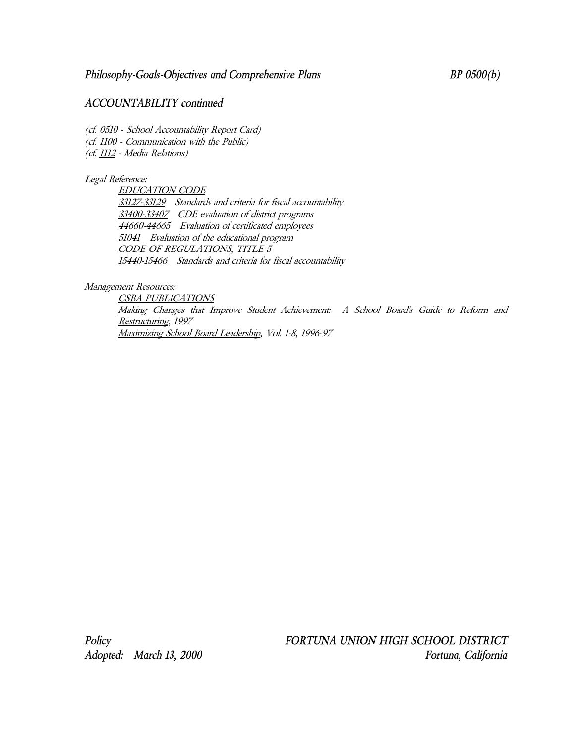## ACCOUNTABILITY continued

*(cf. 0510 - School Accountability Report Card)*
*(cf. 1100 - Communication with the Public)*
*(cf. 1112 - Media Relations)*

*Legal Reference:*

*EDUCATION CODE*
*33127-33129 Standards and criteria for fiscal accountability*
*33400-33407 CDE evaluation of district programs*
*44660-44665 Evaluation of certificated employees*
*51041 Evaluation of the educational program*
*CODE OF REGULATIONS, TITLE 5*
*15440-15466 Standards and criteria for fiscal accountability*

*Management Resources:*

*CSBA PUBLICATIONS*
*Making Changes that Improve Student Achievement: A School Board's Guide to Reform and Restructuring, 1997*
*Maximizing School Board Leadership, Vol. 1-8, 1996-97*

*Policy* — *FORTUNA UNION HIGH SCHOOL DISTRICT*
*Adopted: March 13, 2000* — *Fortuna, California*